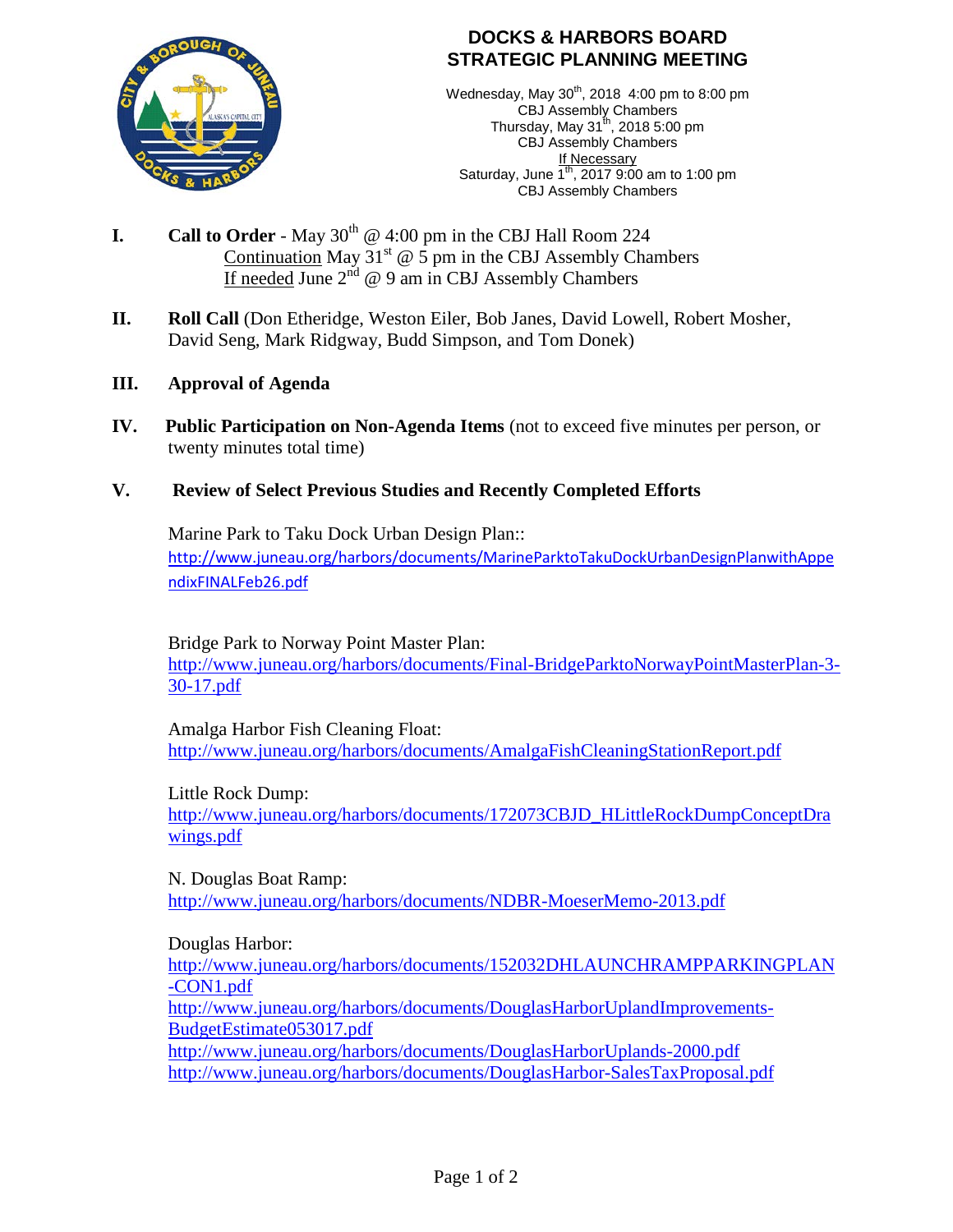# DOCKS & HARBORS BOARD
# STRATEGIC PLANNING MEETING

Wednesday, May 30th, 2018 4:00 pm to 8:00 pm
CBJ Assembly Chambers
Thursday, May 31th, 2018 5:00 pm
CBJ Assembly Chambers
If Necessary
Saturday, June 1th, 2017 9:00 am to 1:00 pm
CBJ Assembly Chambers

**I. Call to Order** - May 30th @ 4:00 pm in the CBJ Hall Room 224
Continuation May 31st @ 5 pm in the CBJ Assembly Chambers
If needed June 2nd @ 9 am in CBJ Assembly Chambers

**II. Roll Call** (Don Etheridge, Weston Eiler, Bob Janes, David Lowell, Robert Mosher, David Seng, Mark Ridgway, Budd Simpson, and Tom Donek)

**III. Approval of Agenda**

**IV. Public Participation on Non-Agenda Items** (not to exceed five minutes per person, or twenty minutes total time)

**V. Review of Select Previous Studies and Recently Completed Efforts**

Marine Park to Taku Dock Urban Design Plan::
http://www.juneau.org/harbors/documents/MarineParktoTakuDockUrbanDesignPlanwithAppendixFINALFeb26.pdf

Bridge Park to Norway Point Master Plan:
http://www.juneau.org/harbors/documents/Final-BridgeParktoNorwayPointMasterPlan-3-30-17.pdf

Amalga Harbor Fish Cleaning Float:
http://www.juneau.org/harbors/documents/AmalgaFishCleaningStationReport.pdf

Little Rock Dump:
http://www.juneau.org/harbors/documents/172073CBJD_HLittleRockDumpConceptDrawings.pdf

N. Douglas Boat Ramp:
http://www.juneau.org/harbors/documents/NDBR-MoeserMemo-2013.pdf

Douglas Harbor:
http://www.juneau.org/harbors/documents/152032DHLAUNCHRAMPPARKINGPLAN-CON1.pdf
http://www.juneau.org/harbors/documents/DouglasHarborUplandImprovements-BudgetEstimate053017.pdf
http://www.juneau.org/harbors/documents/DouglasHarborUplands-2000.pdf
http://www.juneau.org/harbors/documents/DouglasHarbor-SalesTaxProposal.pdf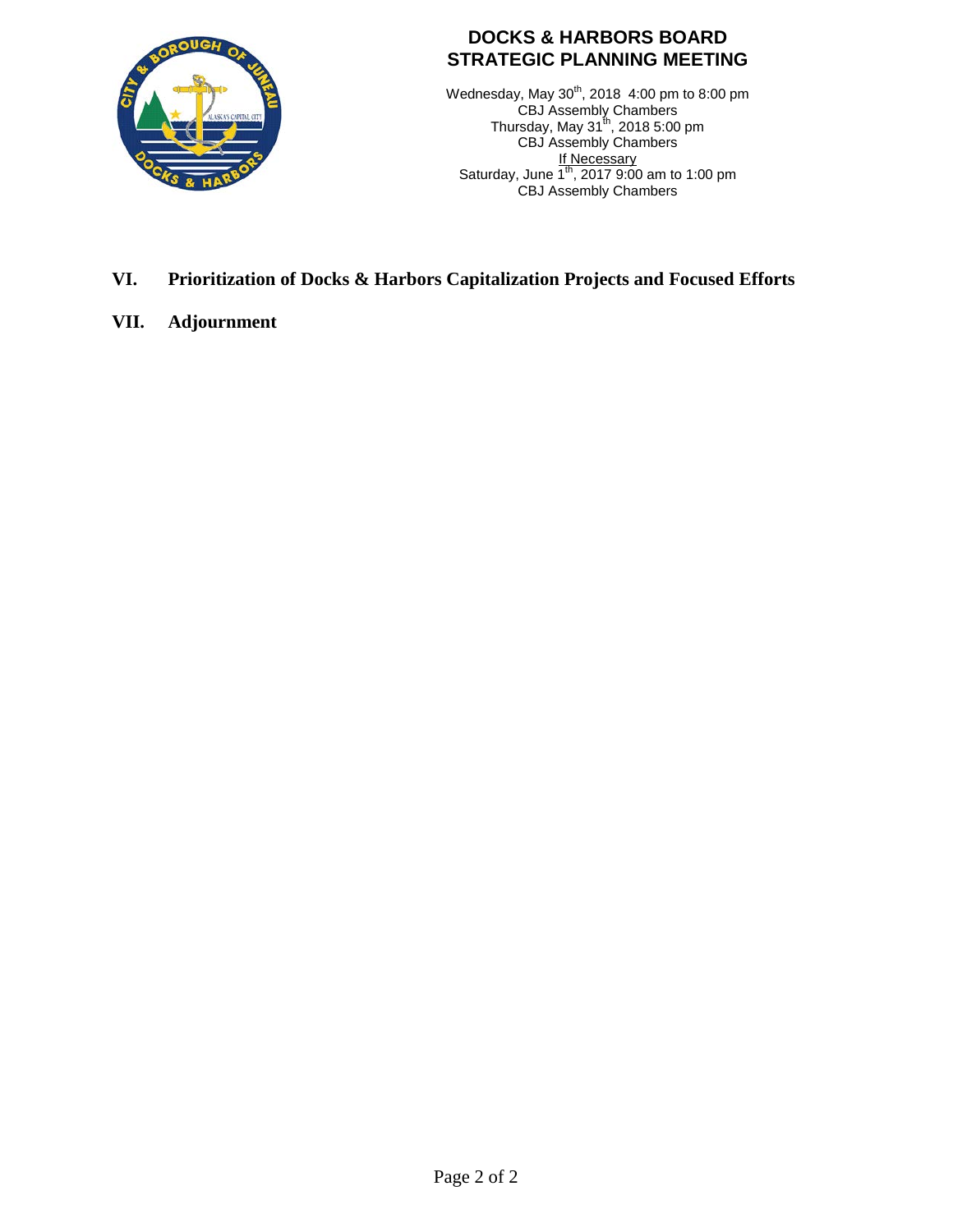# DOCKS & HARBORS BOARD
# STRATEGIC PLANNING MEETING

Wednesday, May 30th, 2018 4:00 pm to 8:00 pm
CBJ Assembly Chambers
Thursday, May 31th, 2018 5:00 pm
CBJ Assembly Chambers
If Necessary
Saturday, June 1th, 2017 9:00 am to 1:00 pm
CBJ Assembly Chambers

**VI. Prioritization of Docks & Harbors Capitalization Projects and Focused Efforts**

**VII. Adjournment**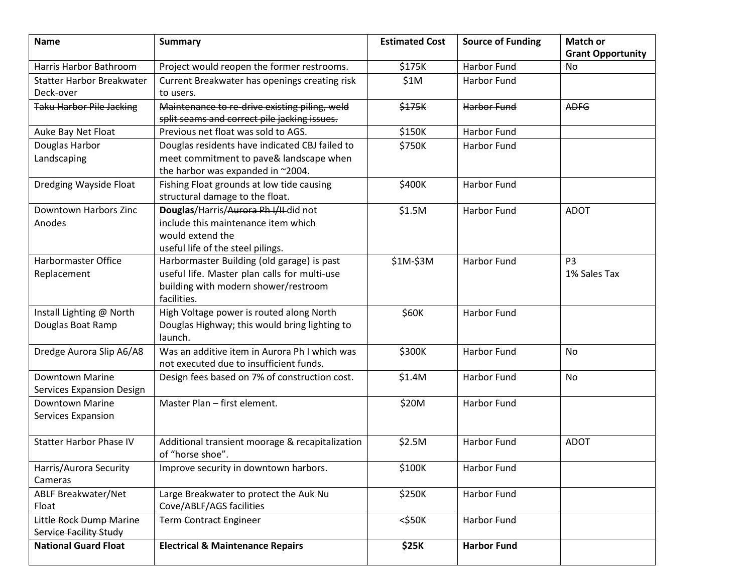| Name | Summary | Estimated Cost | Source of Funding | Match or Grant Opportunity |
|---|---|---|---|---|
| ~~Harris Harbor Bathroom~~ | ~~Project would reopen the former restrooms.~~ | ~~$175K~~ | ~~Harbor Fund~~ | ~~No~~ |
| Statter Harbor Breakwater Deck-over | Current Breakwater has openings creating risk to users. | $1M | Harbor Fund | |
| ~~Taku Harbor Pile Jacking~~ | ~~Maintenance to re-drive existing piling, weld split seams and correct pile jacking issues.~~ | ~~$175K~~ | ~~Harbor Fund~~ | ~~ADFG~~ |
| Auke Bay Net Float | Previous net float was sold to AGS. | $150K | Harbor Fund | |
| Douglas Harbor Landscaping | Douglas residents have indicated CBJ failed to meet commitment to pave& landscape when the harbor was expanded in ~2004. | $750K | Harbor Fund | |
| Dredging Wayside Float | Fishing Float grounds at low tide causing structural damage to the float. | $400K | Harbor Fund | |
| Downtown Harbors Zinc Anodes | **Douglas**/Harris/~~Aurora Ph I/II~~ did not include this maintenance item which would extend the useful life of the steel pilings. | $1.5M | Harbor Fund | ADOT |
| Harbormaster Office Replacement | Harbormaster Building (old garage) is past useful life. Master plan calls for multi-use building with modern shower/restroom facilities. | $1M-$3M | Harbor Fund | P3<br>1% Sales Tax |
| Install Lighting @ North Douglas Boat Ramp | High Voltage power is routed along North Douglas Highway; this would bring lighting to launch. | $60K | Harbor Fund | |
| Dredge Aurora Slip A6/A8 | Was an additive item in Aurora Ph I which was not executed due to insufficient funds. | $300K | Harbor Fund | No |
| Downtown Marine Services Expansion Design | Design fees based on 7% of construction cost. | $1.4M | Harbor Fund | No |
| Downtown Marine Services Expansion | Master Plan – first element. | $20M | Harbor Fund | |
| Statter Harbor Phase IV | Additional transient moorage & recapitalization of "horse shoe". | $2.5M | Harbor Fund | ADOT |
| Harris/Aurora Security Cameras | Improve security in downtown harbors. | $100K | Harbor Fund | |
| ABLF Breakwater/Net Float | Large Breakwater to protect the Auk Nu Cove/ABLF/AGS facilities | $250K | Harbor Fund | |
| ~~Little Rock Dump Marine Service Facility Study~~ | ~~Term Contract Engineer~~ | ~~<$50K~~ | ~~Harbor Fund~~ | |
| **National Guard Float** | **Electrical & Maintenance Repairs** | **$25K** | **Harbor Fund** | |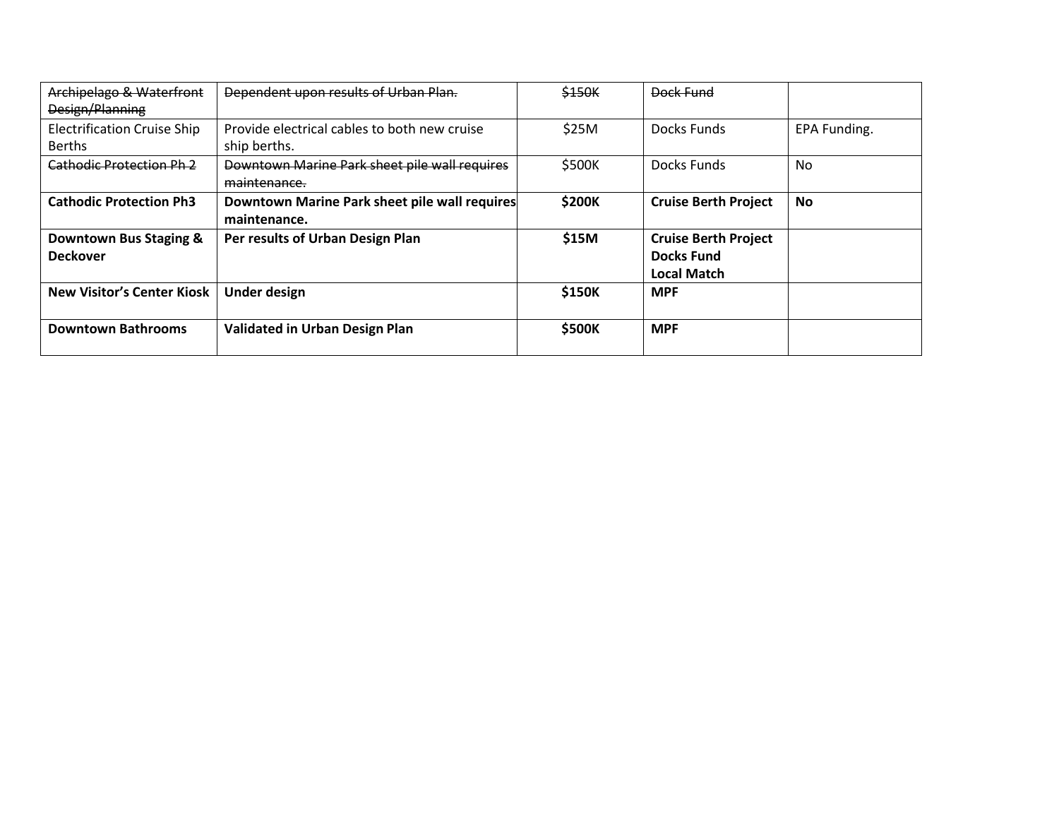| | | | | |
|---|---|---|---|---|
| ~~Archipelago & Waterfront Design/Planning~~ | ~~Dependent upon results of Urban Plan.~~ | ~~$150K~~ | ~~Dock Fund~~ | |
| Electrification Cruise Ship Berths | Provide electrical cables to both new cruise ship berths. | $25M | Docks Funds | EPA Funding. |
| ~~Cathodic Protection Ph 2~~ | ~~Downtown Marine Park sheet pile wall requires maintenance.~~ | $500K | Docks Funds | No |
| **Cathodic Protection Ph3** | **Downtown Marine Park sheet pile wall requires maintenance.** | **$200K** | **Cruise Berth Project** | **No** |
| **Downtown Bus Staging & Deckover** | **Per results of Urban Design Plan** | **$15M** | **Cruise Berth Project<br>Docks Fund<br>Local Match** | |
| **New Visitor's Center Kiosk** | **Under design** | **$150K** | **MPF** | |
| **Downtown Bathrooms** | **Validated in Urban Design Plan** | **$500K** | **MPF** | |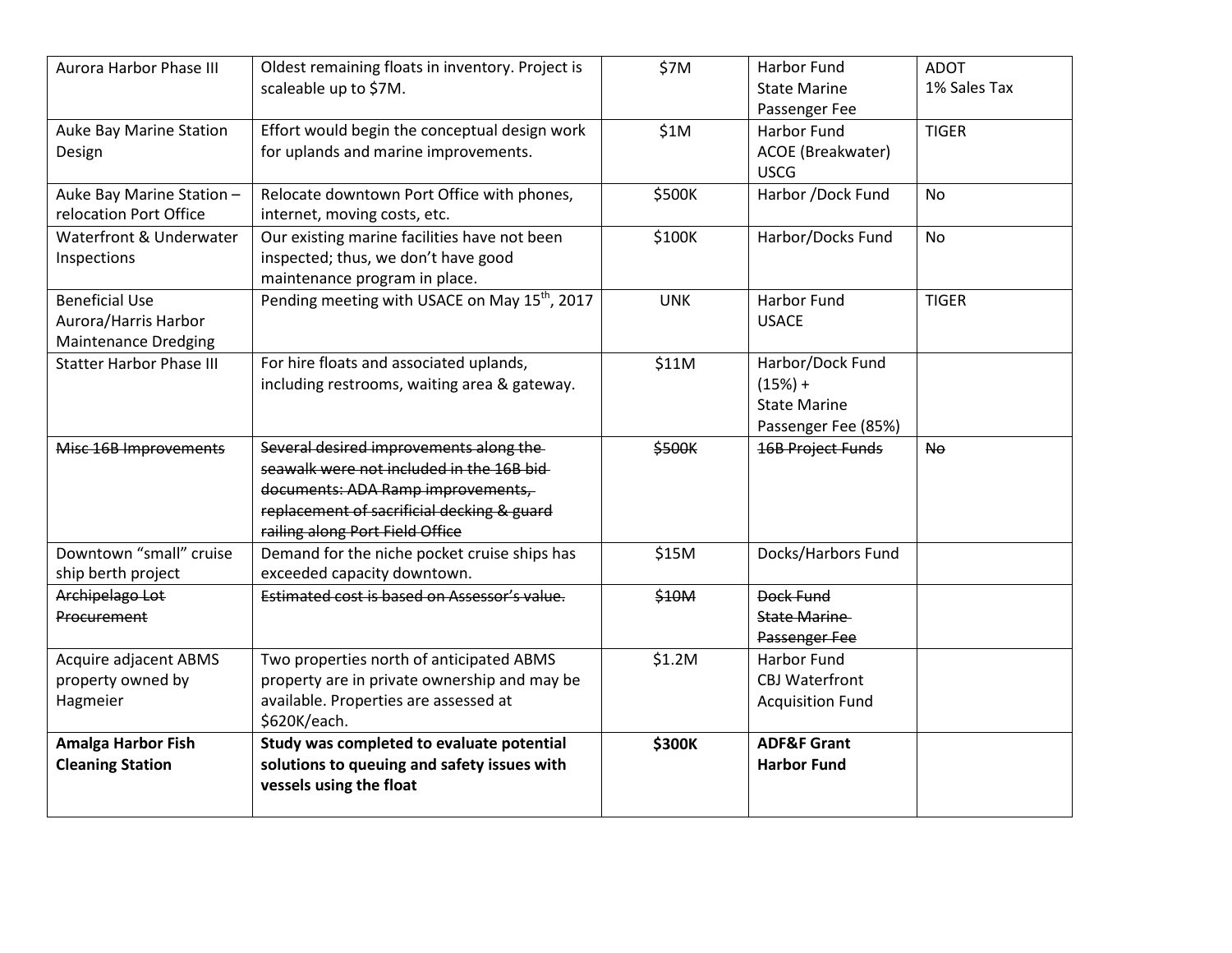| | | | | |
|---|---|---|---|---|
| Aurora Harbor Phase III | Oldest remaining floats in inventory. Project is scaleable up to $7M. | $7M | Harbor Fund<br>State Marine Passenger Fee | ADOT<br>1% Sales Tax |
| Auke Bay Marine Station Design | Effort would begin the conceptual design work for uplands and marine improvements. | $1M | Harbor Fund<br>ACOE (Breakwater)<br>USCG | TIGER |
| Auke Bay Marine Station – relocation Port Office | Relocate downtown Port Office with phones, internet, moving costs, etc. | $500K | Harbor /Dock Fund | No |
| Waterfront & Underwater Inspections | Our existing marine facilities have not been inspected; thus, we don't have good maintenance program in place. | $100K | Harbor/Docks Fund | No |
| Beneficial Use Aurora/Harris Harbor Maintenance Dredging | Pending meeting with USACE on May 15th, 2017 | UNK | Harbor Fund<br>USACE | TIGER |
| Statter Harbor Phase III | For hire floats and associated uplands, including restrooms, waiting area & gateway. | $11M | Harbor/Dock Fund (15%) +<br>State Marine Passenger Fee (85%) | |
| ~~Misc 16B Improvements~~ | ~~Several desired improvements along the seawalk were not included in the 16B bid documents: ADA Ramp improvements, replacement of sacrificial decking & guard railing along Port Field Office~~ | ~~$500K~~ | ~~16B Project Funds~~ | ~~No~~ |
| Downtown "small" cruise ship berth project | Demand for the niche pocket cruise ships has exceeded capacity downtown. | $15M | Docks/Harbors Fund | |
| ~~Archipelago Lot Procurement~~ | ~~Estimated cost is based on Assessor's value.~~ | ~~$10M~~ | ~~Dock Fund~~<br>~~State Marine Passenger Fee~~ | |
| Acquire adjacent ABMS property owned by Hagmeier | Two properties north of anticipated ABMS property are in private ownership and may be available. Properties are assessed at $620K/each. | $1.2M | Harbor Fund<br>CBJ Waterfront Acquisition Fund | |
| **Amalga Harbor Fish Cleaning Station** | **Study was completed to evaluate potential solutions to queuing and safety issues with vessels using the float** | **$300K** | **ADF&F Grant**<br>**Harbor Fund** | |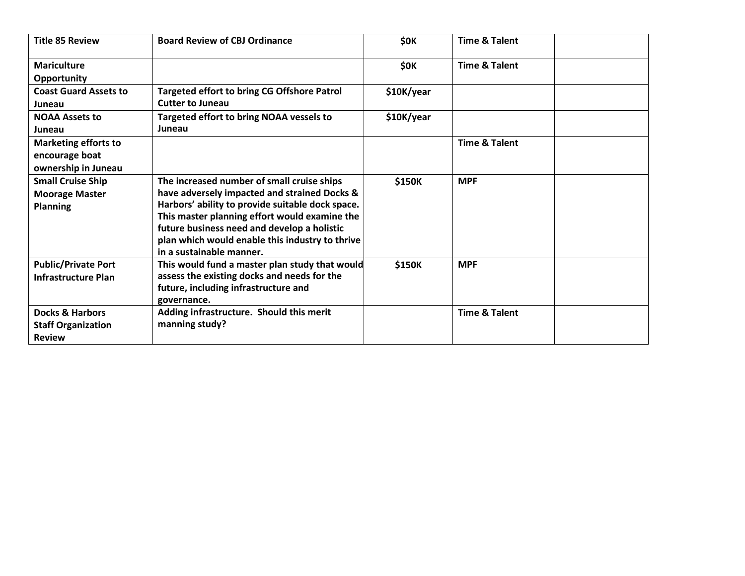| Title 85 Review | Board Review of CBJ Ordinance | $0K | Time & Talent | |
|---|---|---|---|---|
| Mariculture Opportunity | | $0K | Time & Talent | |
| Coast Guard Assets to Juneau | Targeted effort to bring CG Offshore Patrol Cutter to Juneau | $10K/year | | |
| NOAA Assets to Juneau | Targeted effort to bring NOAA vessels to Juneau | $10K/year | | |
| Marketing efforts to encourage boat ownership in Juneau | | | Time & Talent | |
| Small Cruise Ship Moorage Master Planning | The increased number of small cruise ships have adversely impacted and strained Docks & Harbors' ability to provide suitable dock space. This master planning effort would examine the future business need and develop a holistic plan which would enable this industry to thrive in a sustainable manner. | $150K | MPF | |
| Public/Private Port Infrastructure Plan | This would fund a master plan study that would assess the existing docks and needs for the future, including infrastructure and governance. | $150K | MPF | |
| Docks & Harbors Staff Organization Review | Adding infrastructure. Should this merit manning study? | | Time & Talent | |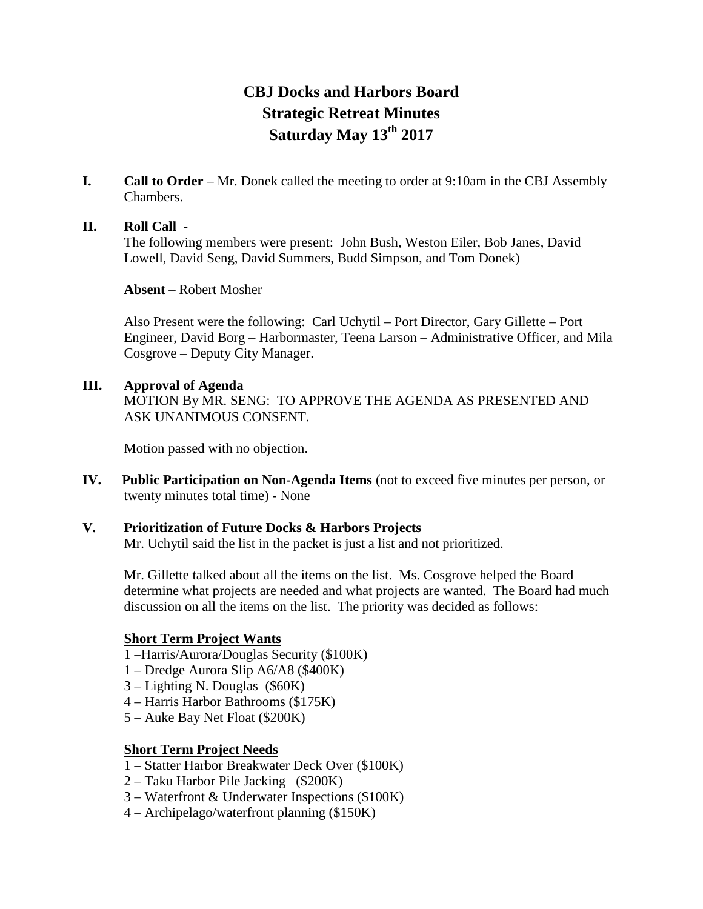# CBJ Docks and Harbors Board
# Strategic Retreat Minutes
# Saturday May 13th 2017

**I. Call to Order** – Mr. Donek called the meeting to order at 9:10am in the CBJ Assembly Chambers.

**II. Roll Call** -

The following members were present: John Bush, Weston Eiler, Bob Janes, David Lowell, David Seng, David Summers, Budd Simpson, and Tom Donek)

**Absent** – Robert Mosher

Also Present were the following: Carl Uchytil – Port Director, Gary Gillette – Port Engineer, David Borg – Harbormaster, Teena Larson – Administrative Officer, and Mila Cosgrove – Deputy City Manager.

**III. Approval of Agenda**

MOTION By MR. SENG: TO APPROVE THE AGENDA AS PRESENTED AND ASK UNANIMOUS CONSENT.

Motion passed with no objection.

**IV. Public Participation on Non-Agenda Items** (not to exceed five minutes per person, or twenty minutes total time) - None

**V. Prioritization of Future Docks & Harbors Projects**

Mr. Uchytil said the list in the packet is just a list and not prioritized.

Mr. Gillette talked about all the items on the list. Ms. Cosgrove helped the Board determine what projects are needed and what projects are wanted. The Board had much discussion on all the items on the list. The priority was decided as follows:

**Short Term Project Wants**

1 –Harris/Aurora/Douglas Security ($100K)
1 – Dredge Aurora Slip A6/A8 ($400K)
3 – Lighting N. Douglas ($60K)
4 – Harris Harbor Bathrooms ($175K)
5 – Auke Bay Net Float ($200K)

**Short Term Project Needs**

1 – Statter Harbor Breakwater Deck Over ($100K)
2 – Taku Harbor Pile Jacking ($200K)
3 – Waterfront & Underwater Inspections ($100K)
4 – Archipelago/waterfront planning ($150K)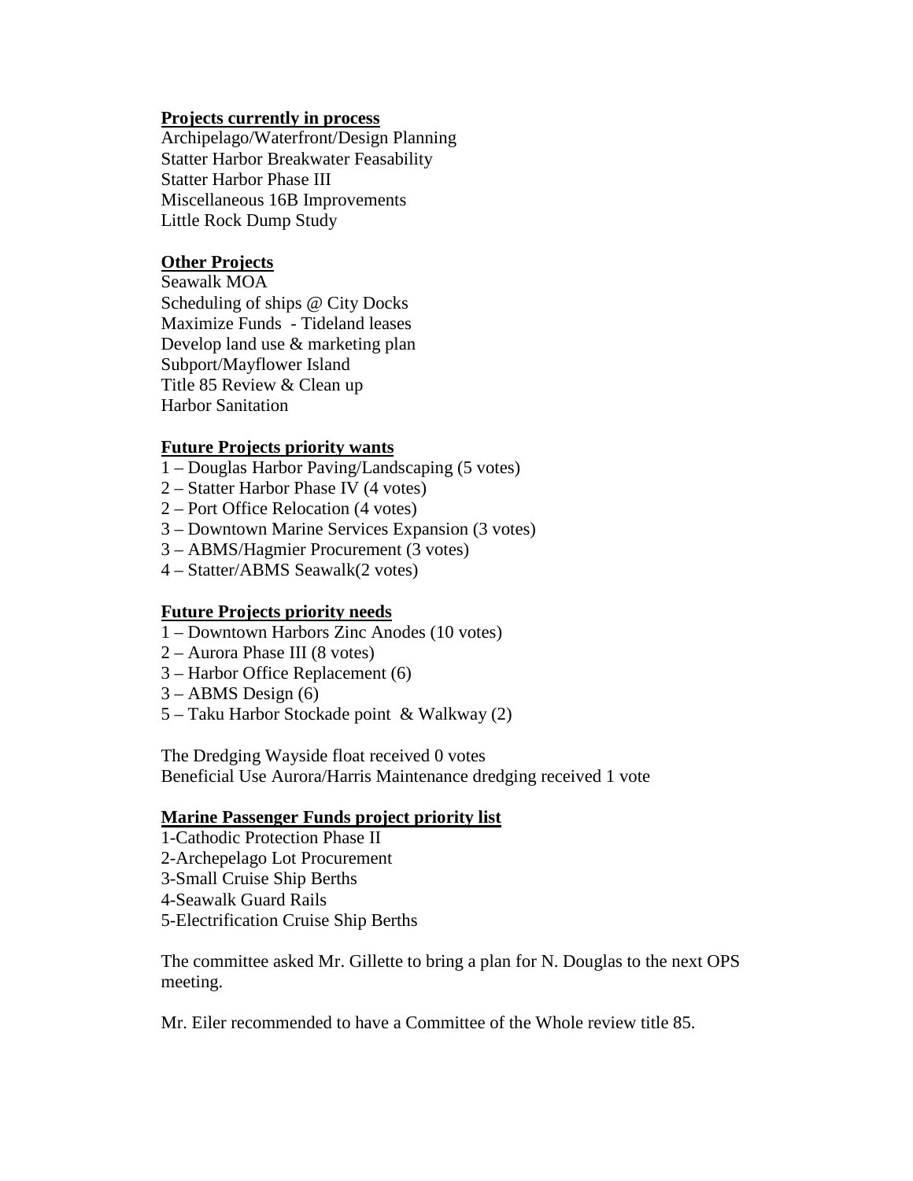**Projects currently in process**

Archipelago/Waterfront/Design Planning
Statter Harbor Breakwater Feasability
Statter Harbor Phase III
Miscellaneous 16B Improvements
Little Rock Dump Study

**Other Projects**

Seawalk MOA
Scheduling of ships @ City Docks
Maximize Funds - Tideland leases
Develop land use & marketing plan
Subport/Mayflower Island
Title 85 Review & Clean up
Harbor Sanitation

**Future Projects priority wants**

1 – Douglas Harbor Paving/Landscaping (5 votes)
2 – Statter Harbor Phase IV (4 votes)
2 – Port Office Relocation (4 votes)
3 – Downtown Marine Services Expansion (3 votes)
3 – ABMS/Hagmier Procurement (3 votes)
4 – Statter/ABMS Seawalk(2 votes)

**Future Projects priority needs**

1 – Downtown Harbors Zinc Anodes (10 votes)
2 – Aurora Phase III (8 votes)
3 – Harbor Office Replacement (6)
3 – ABMS Design (6)
5 – Taku Harbor Stockade point & Walkway (2)

The Dredging Wayside float received 0 votes
Beneficial Use Aurora/Harris Maintenance dredging received 1 vote

**Marine Passenger Funds project priority list**

1-Cathodic Protection Phase II
2-Archepelago Lot Procurement
3-Small Cruise Ship Berths
4-Seawalk Guard Rails
5-Electrification Cruise Ship Berths

The committee asked Mr. Gillette to bring a plan for N. Douglas to the next OPS meeting.

Mr. Eiler recommended to have a Committee of the Whole review title 85.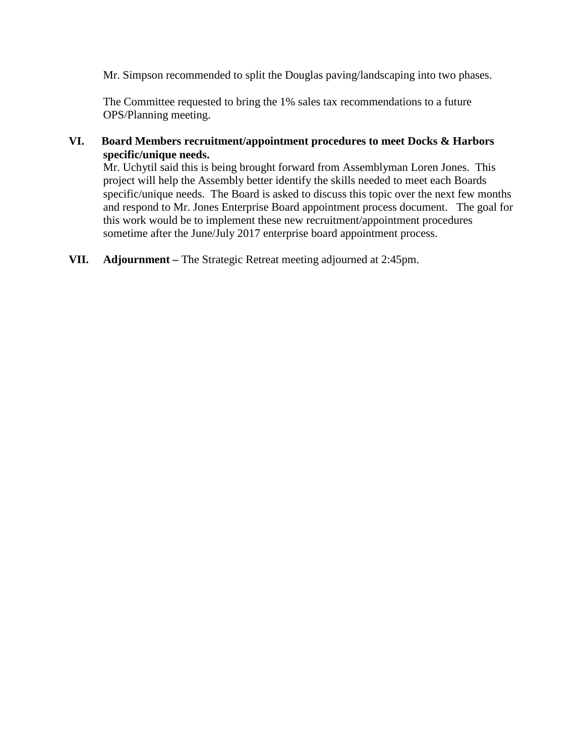Mr. Simpson recommended to split the Douglas paving/landscaping into two phases.

The Committee requested to bring the 1% sales tax recommendations to a future OPS/Planning meeting.

**VI. Board Members recruitment/appointment procedures to meet Docks & Harbors specific/unique needs.**

Mr. Uchytil said this is being brought forward from Assemblyman Loren Jones. This project will help the Assembly better identify the skills needed to meet each Boards specific/unique needs. The Board is asked to discuss this topic over the next few months and respond to Mr. Jones Enterprise Board appointment process document. The goal for this work would be to implement these new recruitment/appointment procedures sometime after the June/July 2017 enterprise board appointment process.

**VII. Adjournment –** The Strategic Retreat meeting adjourned at 2:45pm.